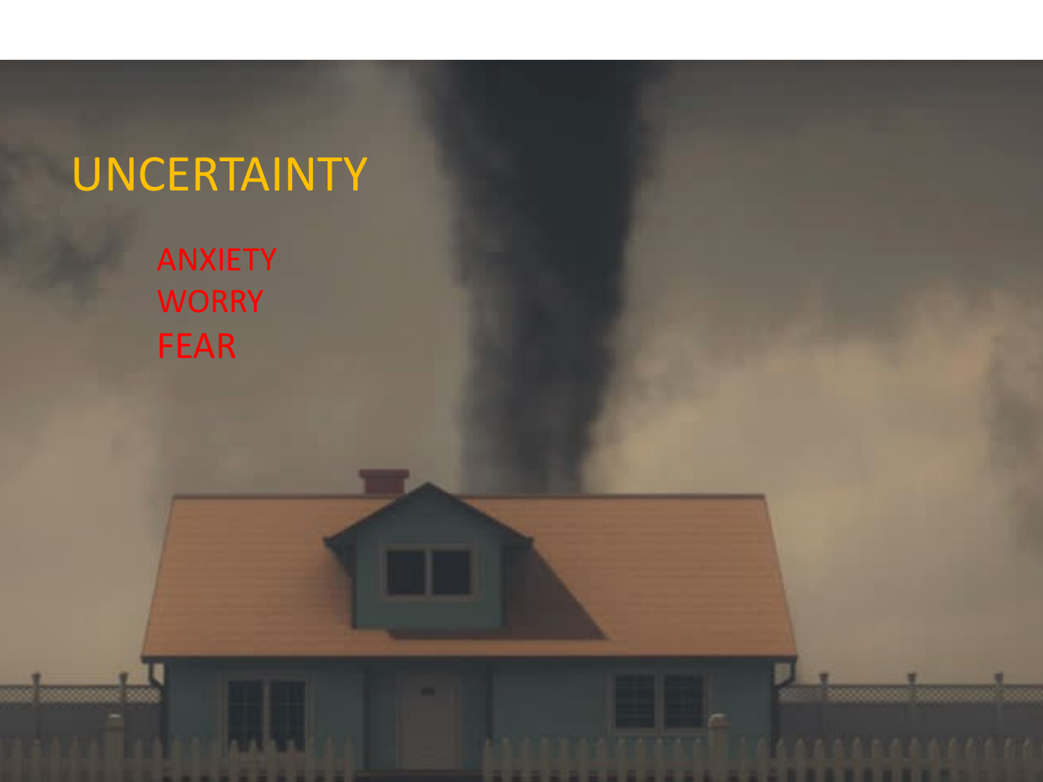# UNCERTAINTY

- ANXIETY
- WORRY
- FEAR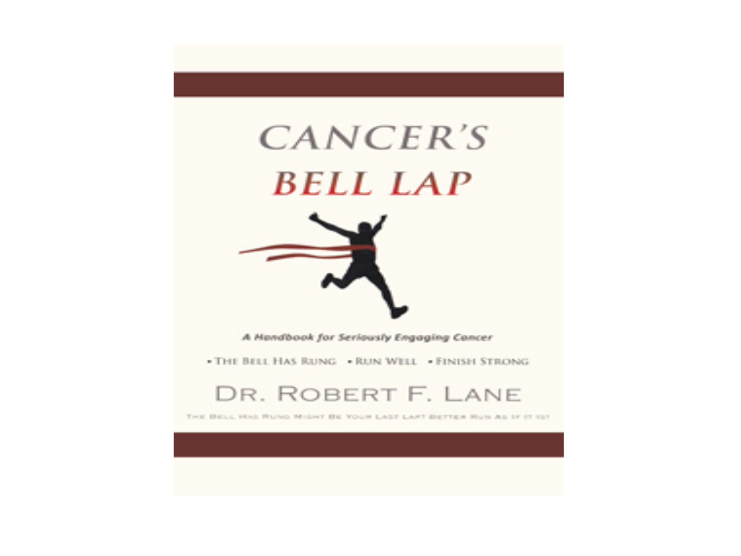# CANCER'S BELL LAP

*A Handbook for Seriously Engaging Cancer*

• THE BELL HAS RUNG • RUN WELL • FINISH STRONG

DR. ROBERT F. LANE

THE BELL HAS RUNG MIGHT BE YOUR LAST LAP! BETTER RUN AS IF IT IS!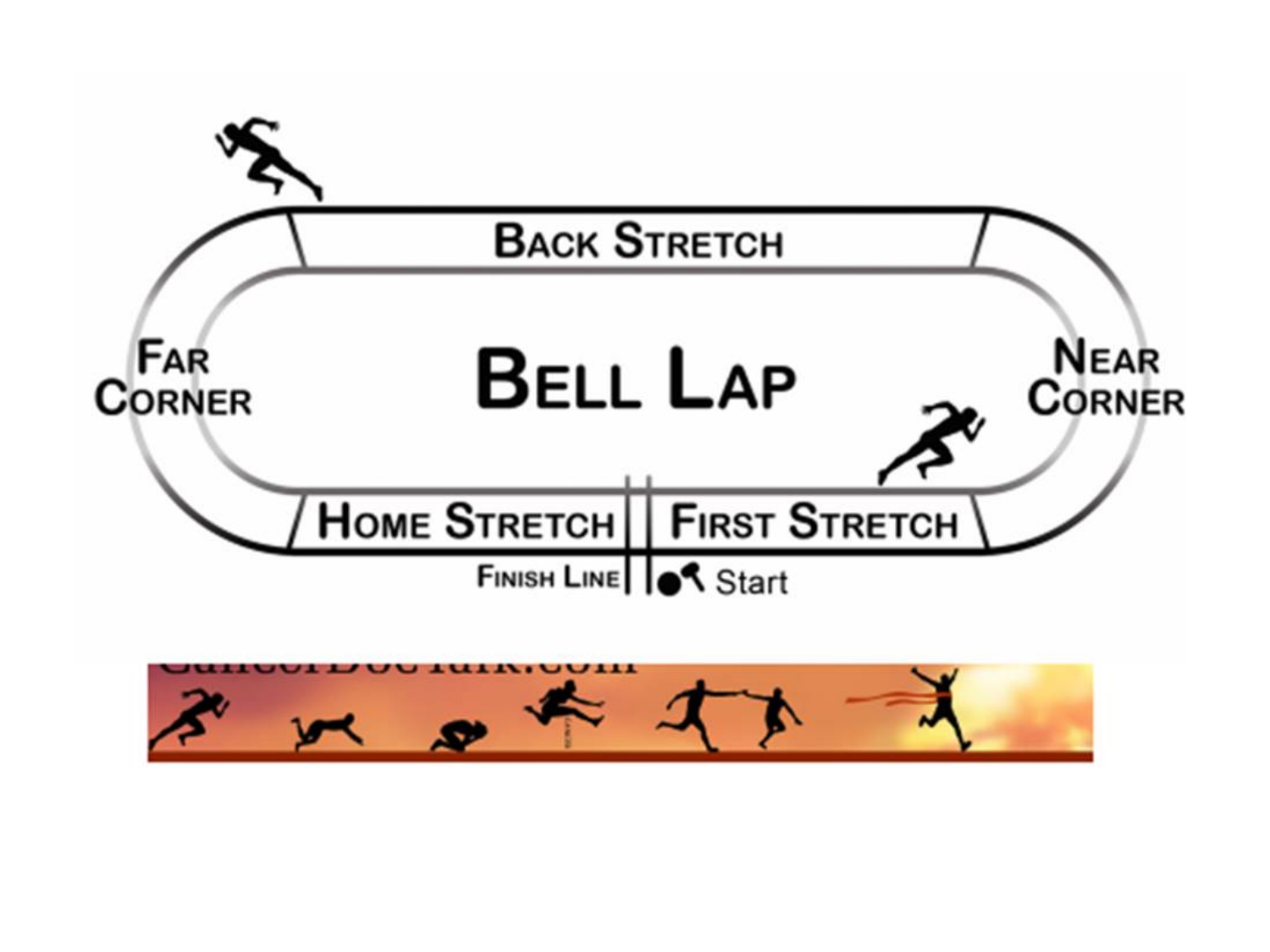Back Stretch

Far Corner

# Bell Lap

Near Corner

Home Stretch

First Stretch

Finish Line

Start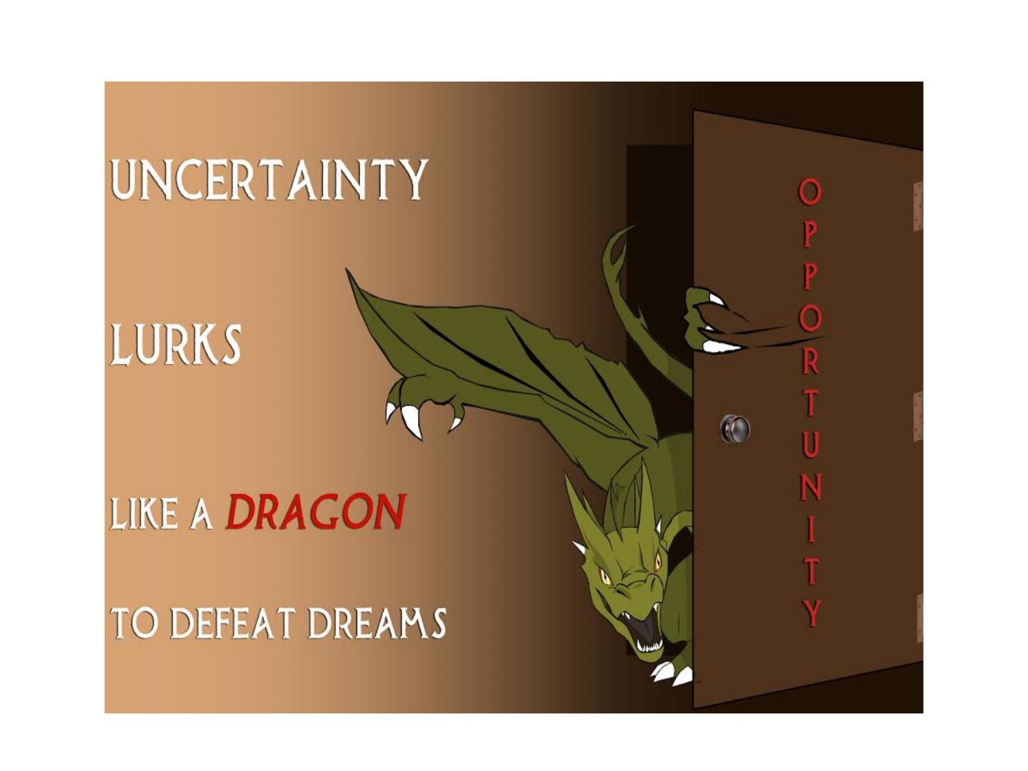UNCERTAINTY

LURKS

LIKE A *DRAGON*

TO DEFEAT DREAMS

OPPORTUNITY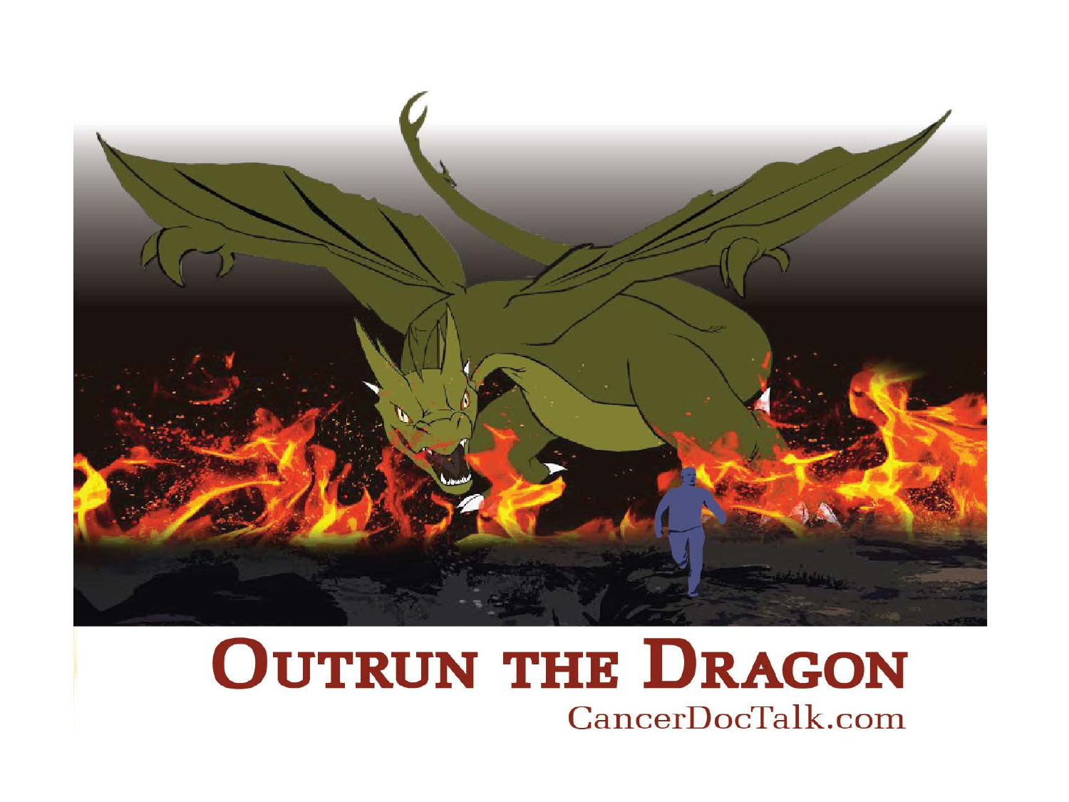# Outrun the Dragon

CancerDocTalk.com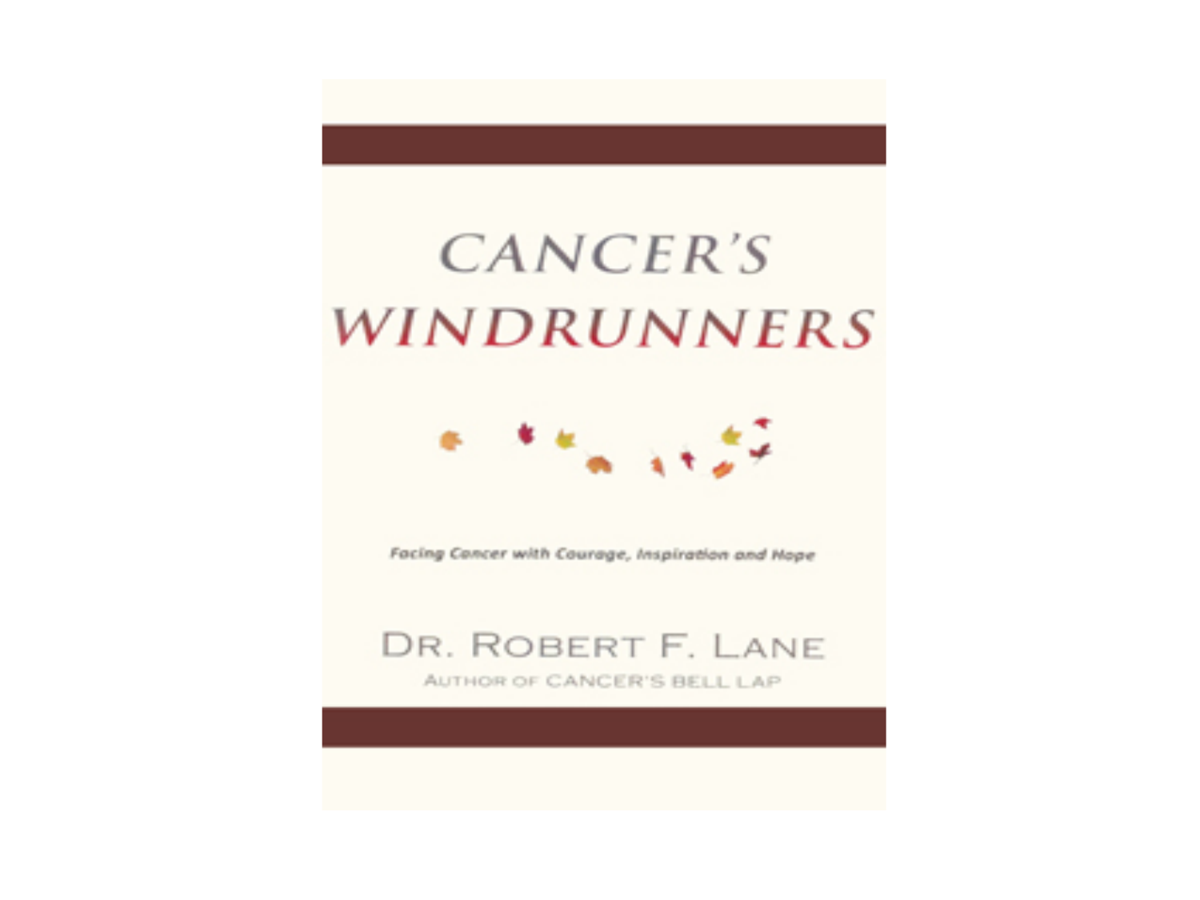# CANCER'S WINDRUNNERS

*Facing Cancer with Courage, Inspiration and Hope*

DR. ROBERT F. LANE

AUTHOR OF CANCER'S BELL LAP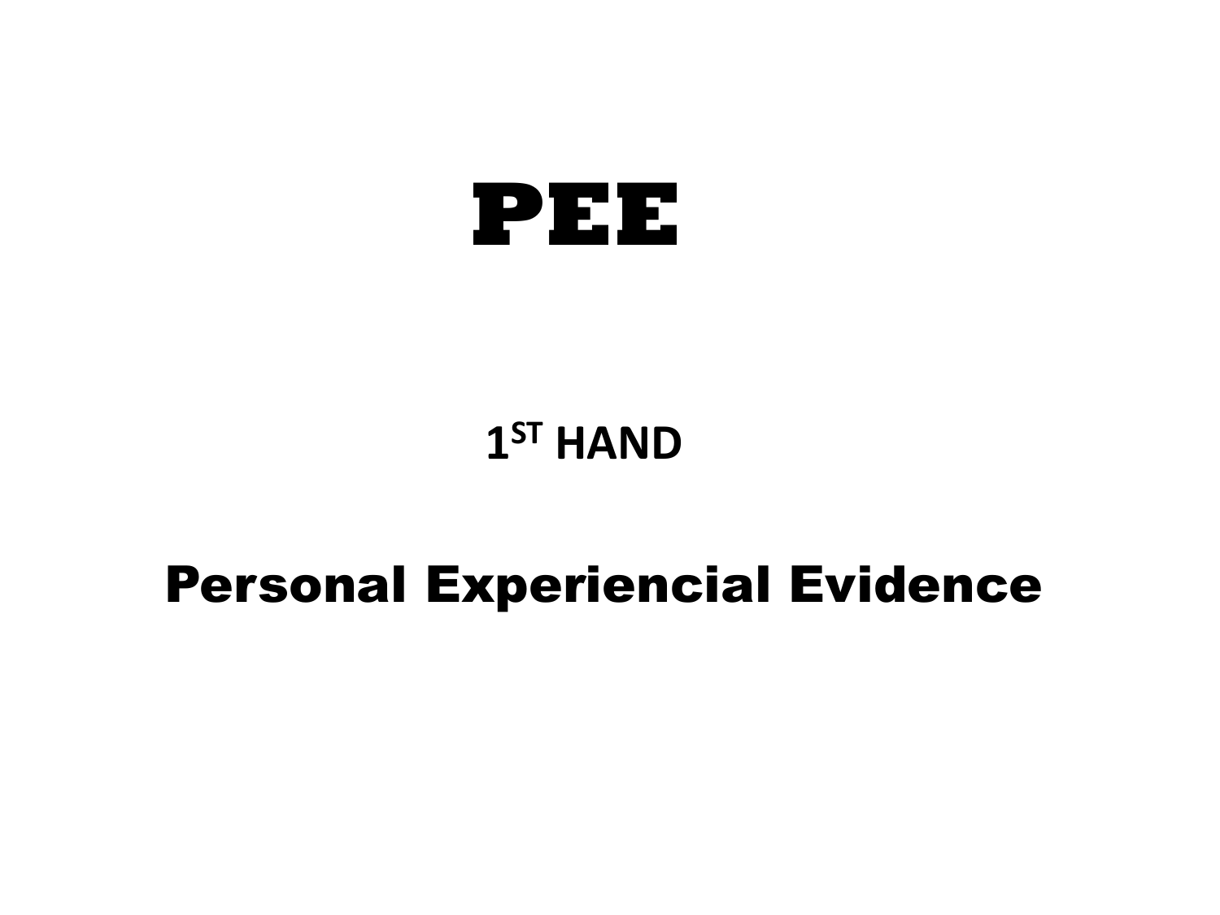# PEE

**1ST HAND**

## Personal Experiencial Evidence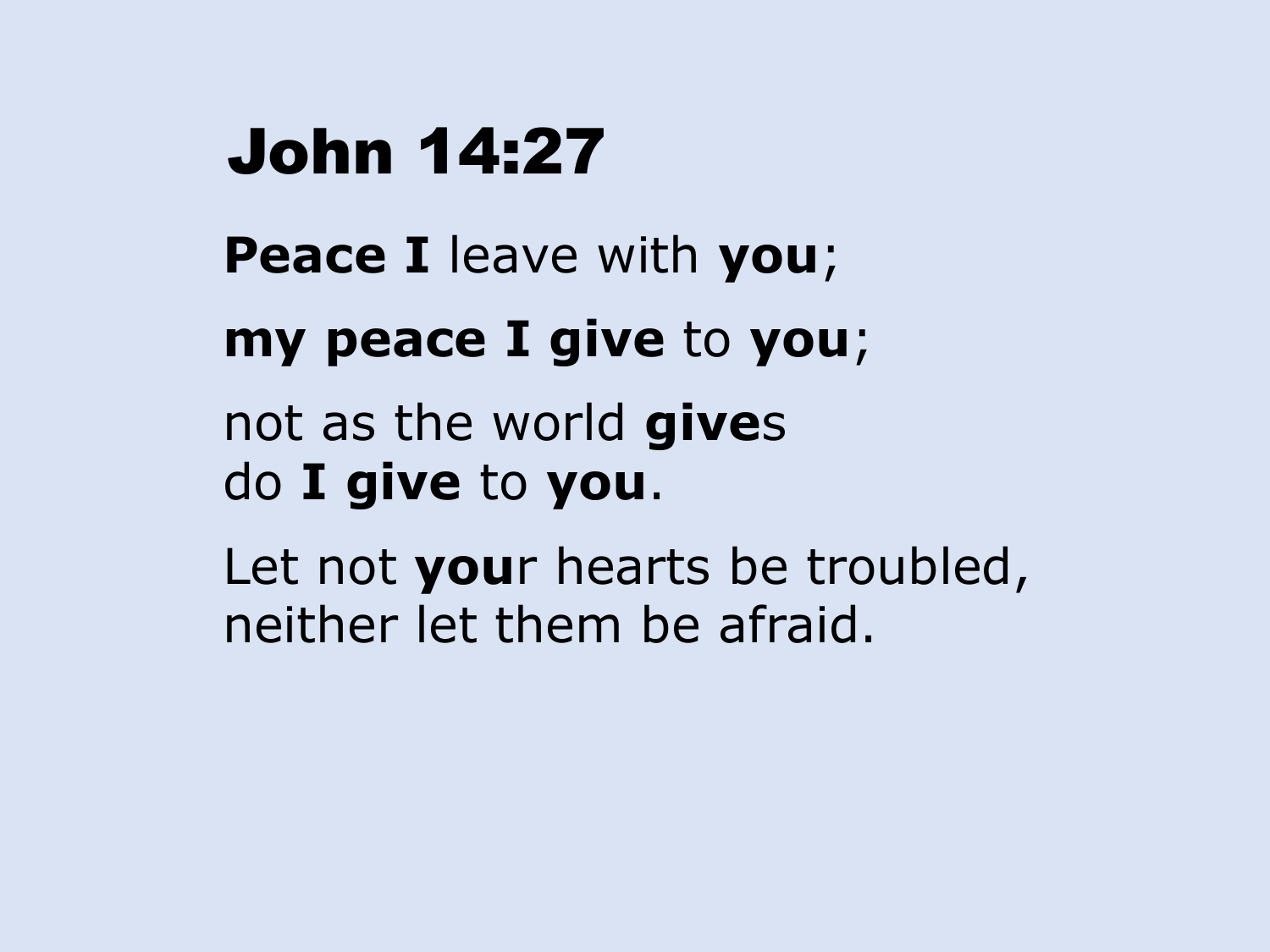# John 14:27

**Peace I** leave with **you**;

**my peace I give** to **you**;

not as the world **give**s
do **I give** to **you**.

Let not **you**r hearts be troubled,
neither let them be afraid.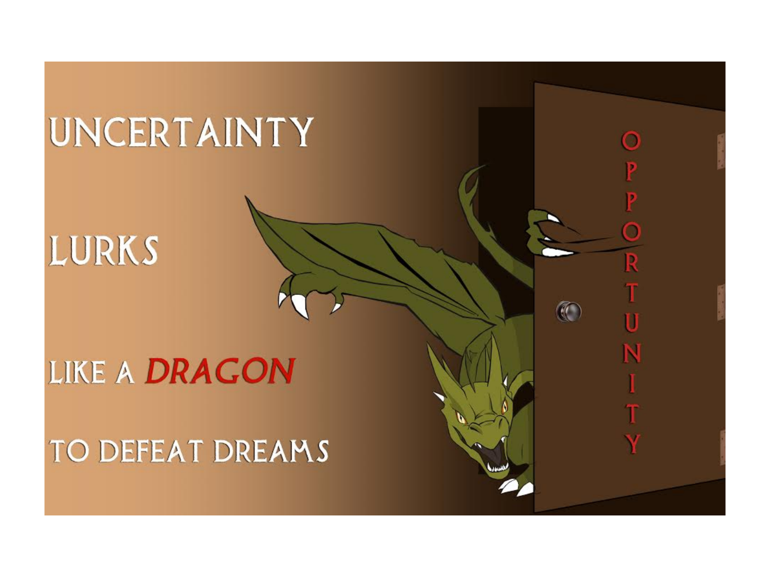UNCERTAINTY

LURKS

LIKE A ***DRAGON***

TO DEFEAT DREAMS

OPPORTUNITY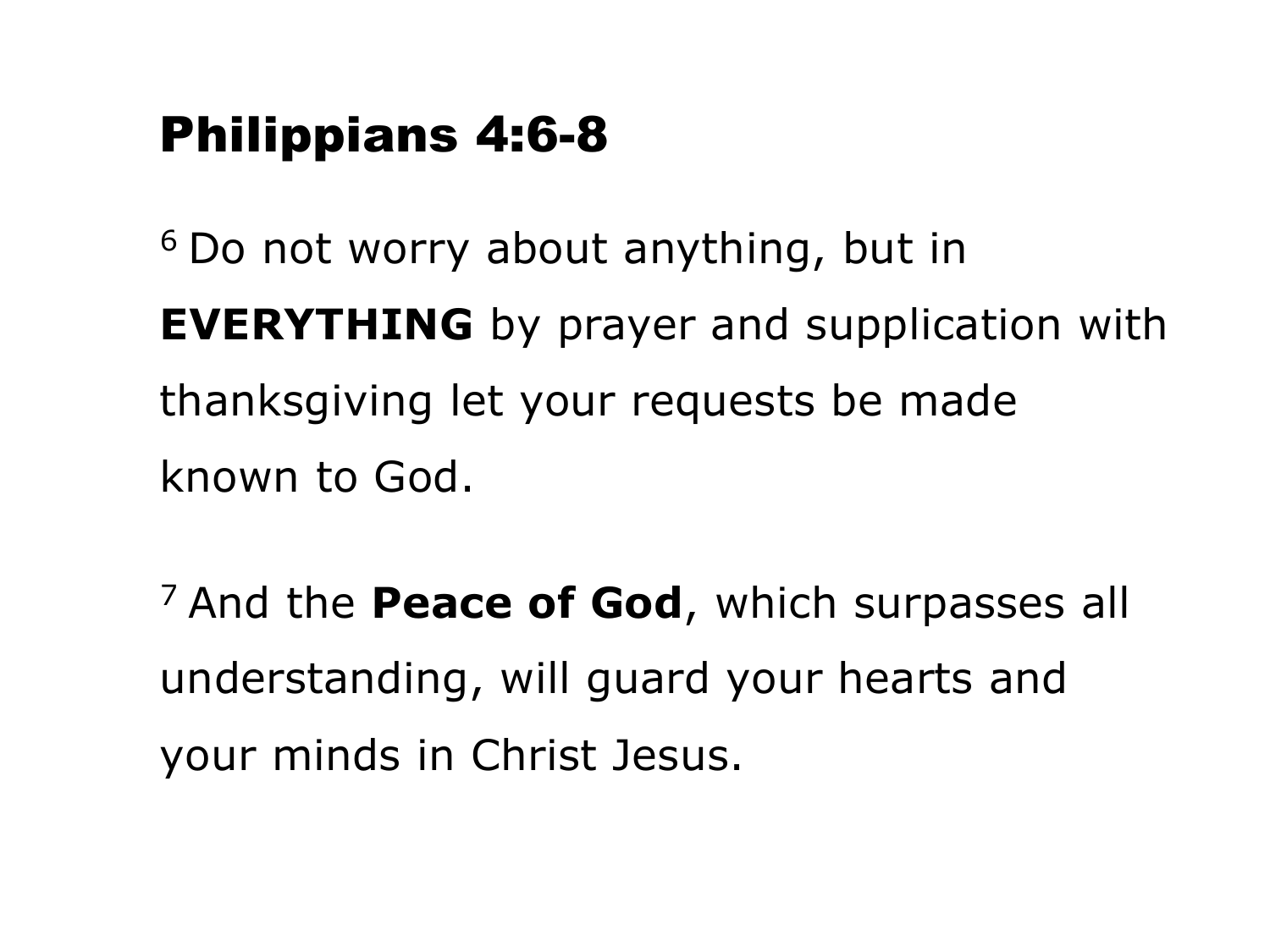# Philippians 4:6-8

[6] Do not worry about anything, but in **EVERYTHING** by prayer and supplication with thanksgiving let your requests be made known to God.

[7] And the **Peace of God**, which surpasses all understanding, will guard your hearts and your minds in Christ Jesus.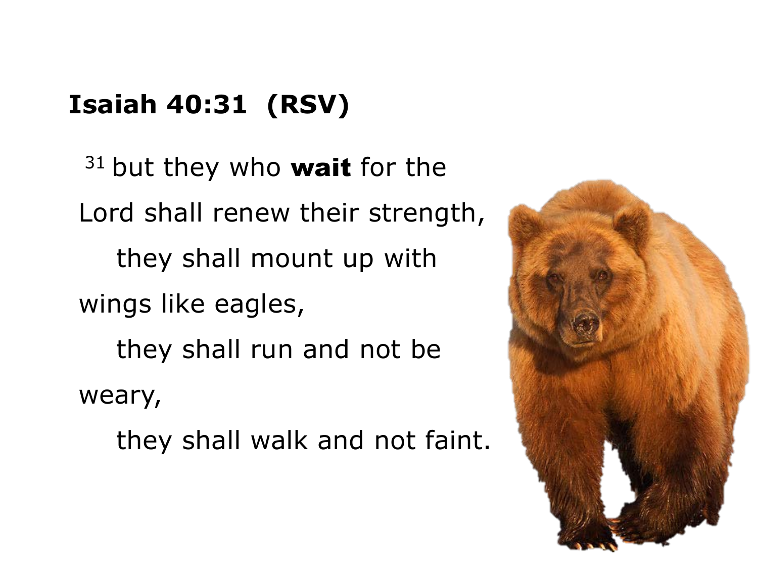**Isaiah 40:31 (RSV)**

[31] but they who **wait** for the Lord shall renew their strength,

they shall mount up with wings like eagles,

they shall run and not be weary,

they shall walk and not faint.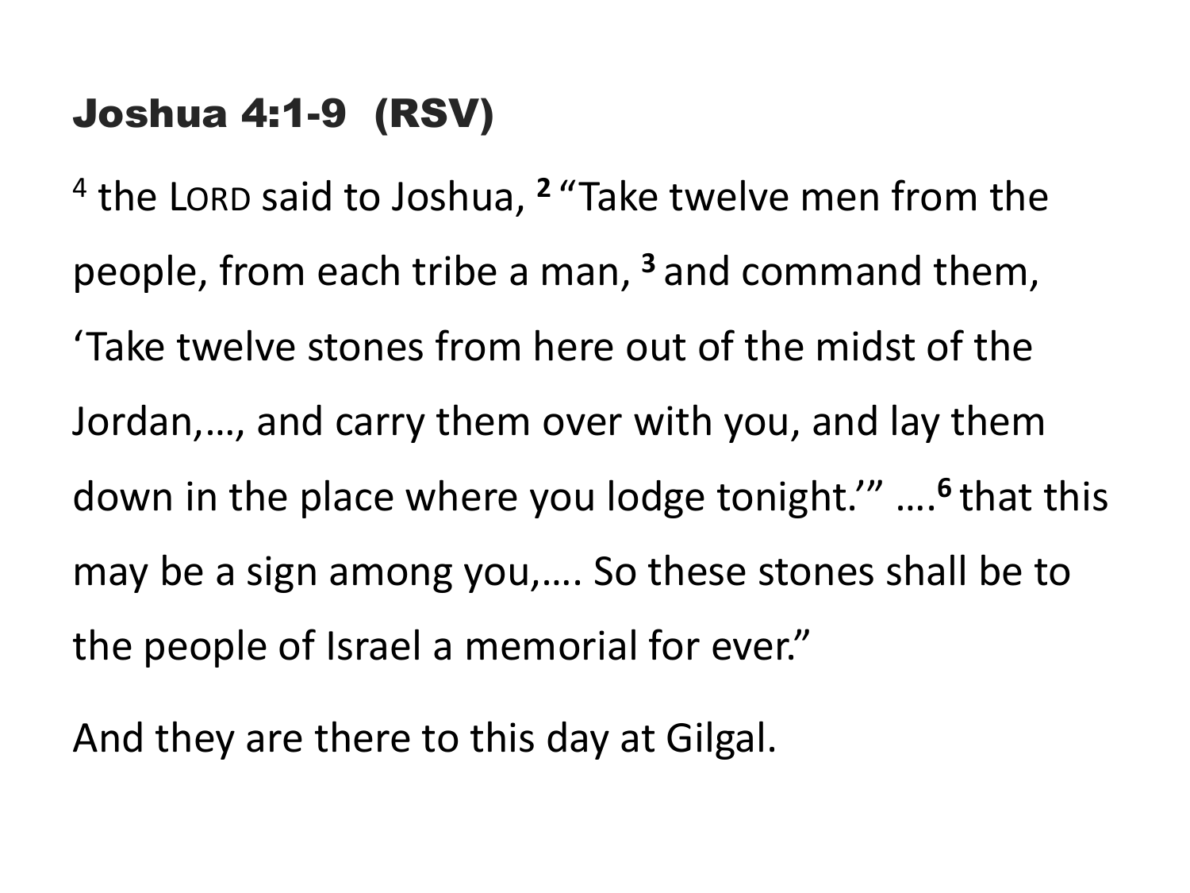## Joshua 4:1-9 (RSV)

[4] the LORD said to Joshua, **2** "Take twelve men from the people, from each tribe a man, **3** and command them, 'Take twelve stones from here out of the midst of the Jordan,…, and carry them over with you, and lay them down in the place where you lodge tonight.'" ….**6** that this may be a sign among you,…. So these stones shall be to the people of Israel a memorial for ever."

And they are there to this day at Gilgal.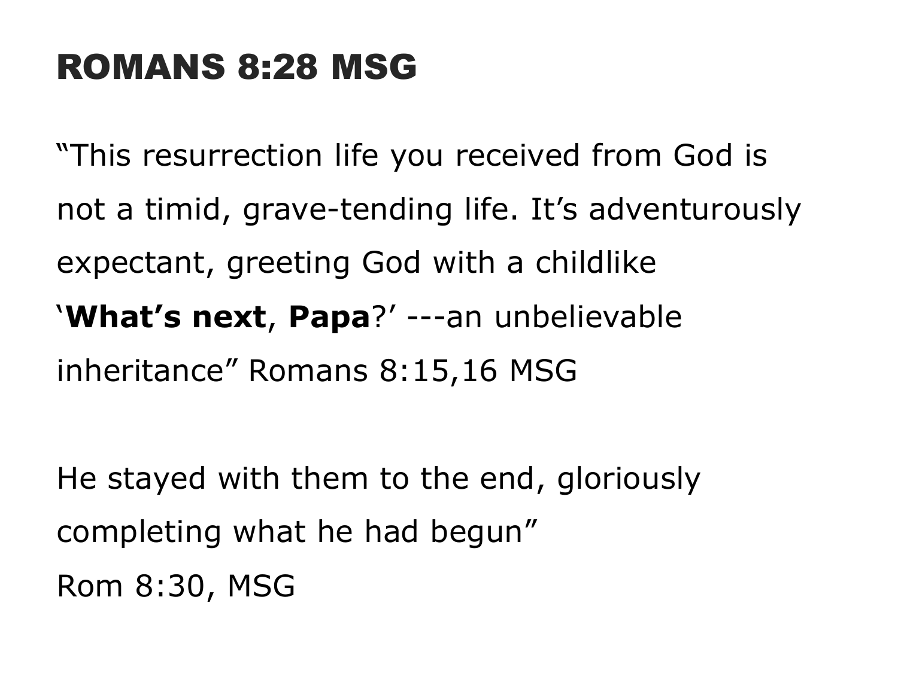# ROMANS 8:28 MSG

"This resurrection life you received from God is not a timid, grave-tending life. It's adventurously expectant, greeting God with a childlike '**What's next**, **Papa**?' ---an unbelievable inheritance" Romans 8:15,16 MSG

He stayed with them to the end, gloriously completing what he had begun"
Rom 8:30, MSG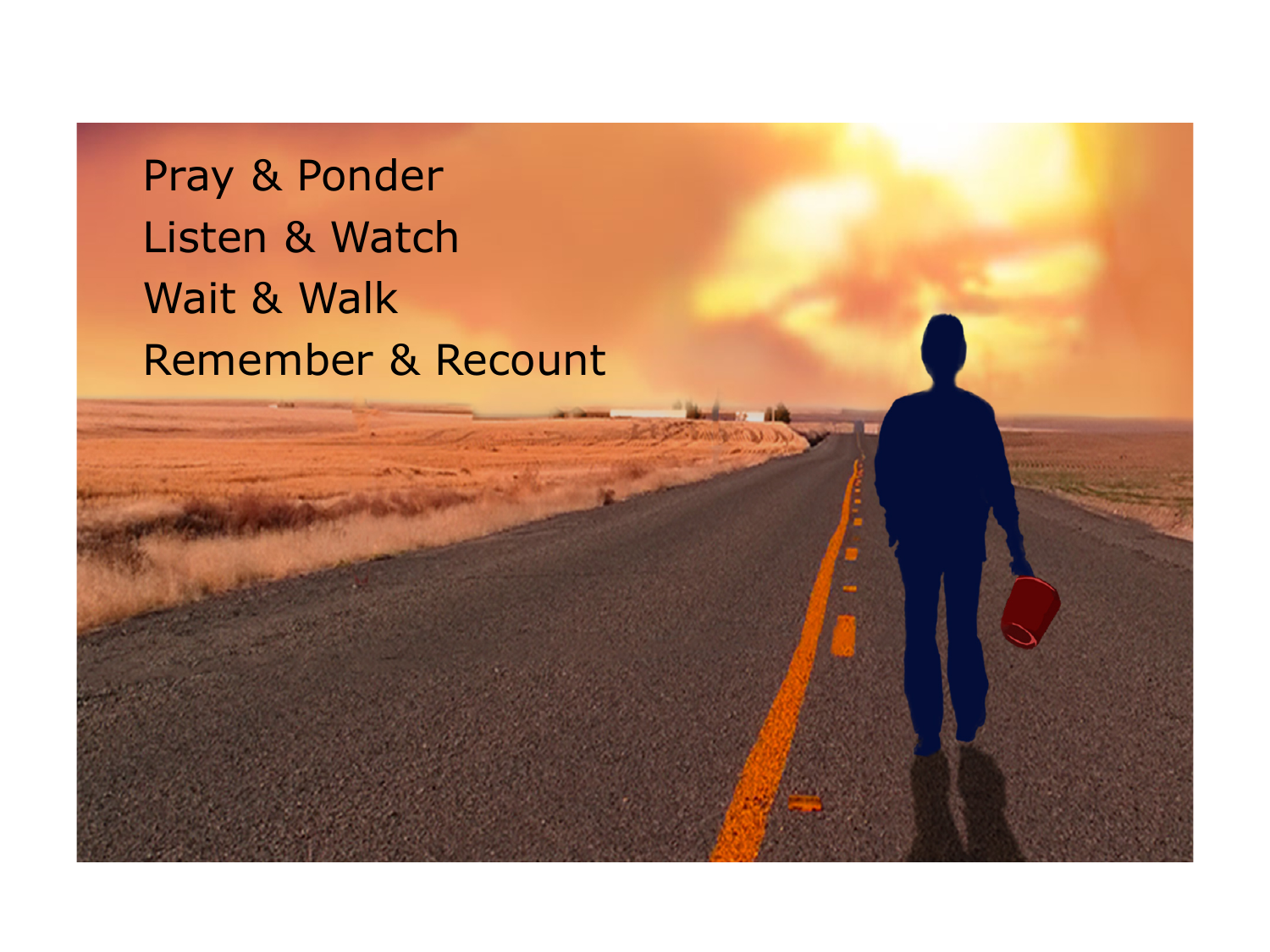Pray & Ponder
Listen & Watch
Wait & Walk
Remember & Recount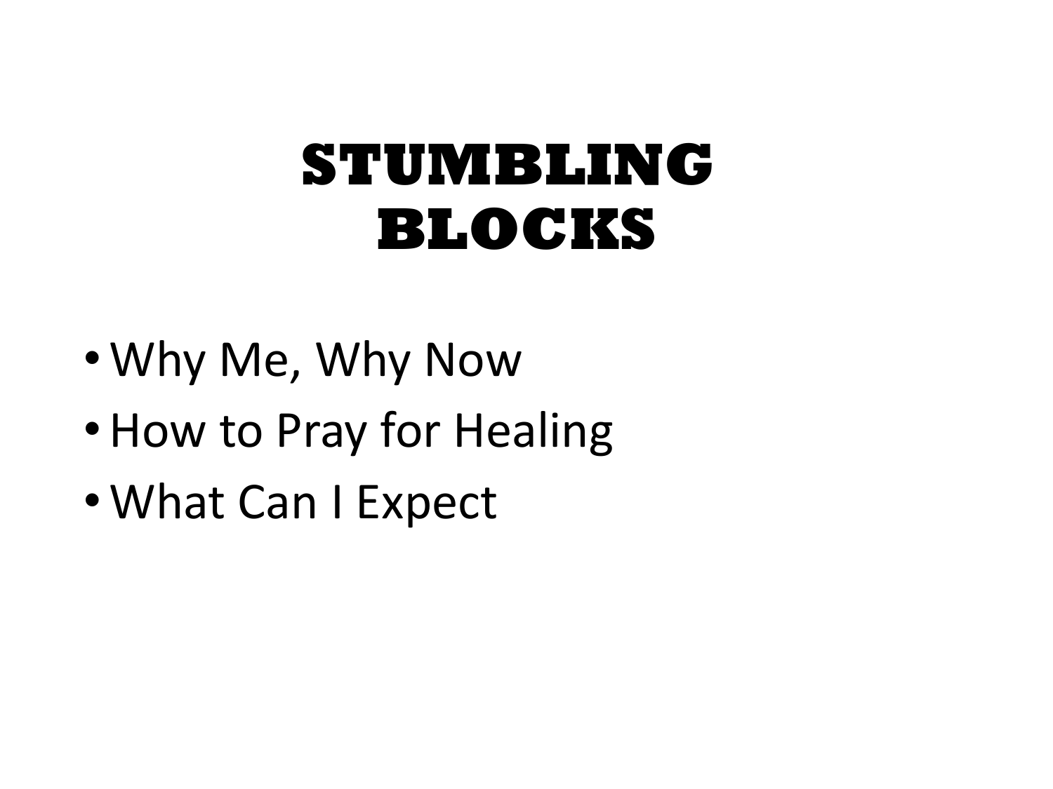# STUMBLING BLOCKS

- Why Me, Why Now
- How to Pray for Healing
- What Can I Expect